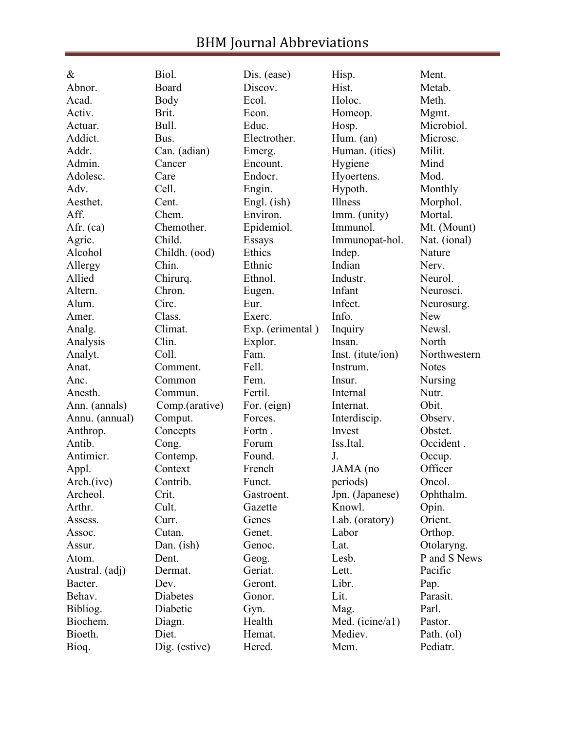# BHM Journal Abbreviations

&
Abnor.
Acad.
Activ.
Actuar.
Addict.
Addr.
Admin.
Adolesc.
Adv.
Aesthet.
Aff.
Afr. (ca)
Agric.
Alcohol
Allergy
Allied
Altern.
Alum.
Amer.
Analg.
Analysis
Analyt.
Anat.
Anc.
Anesth.
Ann. (annals)
Annu. (annual)
Anthrop.
Antib.
Antimicr.
Appl.
Arch.(ive)
Archeol.
Arthr.
Assess.
Assoc.
Assur.
Atom.
Austral. (adj)
Bacter.
Behav.
Bibliog.
Biochem.
Bioeth.
Bioq.
Biol.
Board
Body
Brit.
Bull.
Bus.
Can. (adian)
Cancer
Care
Cell.
Cent.
Chem.
Chemother.
Child.
Childh. (ood)
Chin.
Chirurq.
Chron.
Circ.
Class.
Climat.
Clin.
Coll.
Comment.
Common
Commun.
Comp.(arative)
Comput.
Concepts
Cong.
Contemp.
Context
Contrib.
Crit.
Cult.
Curr.
Cutan.
Dan. (ish)
Dent.
Dermat.
Dev.
Diabetes
Diabetic
Diagn.
Diet.
Dig. (estive)
Dis. (ease)
Discov.
Ecol.
Econ.
Educ.
Electrother.
Emerg.
Encount.
Endocr.
Engin.
Engl. (ish)
Environ.
Epidemiol.
Essays
Ethics
Ethnic
Ethnol.
Eugen.
Eur.
Exerc.
Exp. (erimental )
Explor.
Fam.
Fell.
Fem.
Fertil.
For. (eign)
Forces.
Fortn .
Forum
Found.
French
Funct.
Gastroent.
Gazette
Genes
Genet.
Genoc.
Geog.
Geriat.
Geront.
Gonor.
Gyn.
Health
Hemat.
Hered.
Hisp.
Hist.
Holoc.
Homeop.
Hosp.
Hum. (an)
Human. (ities)
Hygiene
Hyoertens.
Hypoth.
Illness
Imm. (unity)
Immunol.
Immunopat-hol.
Indep.
Indian
Industr.
Infant
Infect.
Info.
Inquiry
Insan.
Inst. (itute/ion)
Instrum.
Insur.
Internal
Internat.
Interdiscip.
Invest
Iss.Ital.
J.
JAMA (no periods)
Jpn. (Japanese)
Knowl.
Lab. (oratory)
Labor
Lat.
Lesb.
Lett.
Libr.
Lit.
Mag.
Med. (icine/a1)
Mediev.
Mem.
Ment.
Metab.
Meth.
Mgmt.
Microbiol.
Microsc.
Milit.
Mind
Mod.
Monthly
Morphol.
Mortal.
Mt. (Mount)
Nat. (ional)
Nature
Nerv.
Neurol.
Neurosci.
Neurosurg.
New
Newsl.
North
Northwestern
Notes
Nursing
Nutr.
Obit.
Observ.
Obstet.
Occident .
Occup.
Officer
Oncol.
Ophthalm.
Opin.
Orient.
Orthop.
Otolaryng.
P and S News
Pacific
Pap.
Parasit.
Parl.
Pastor.
Path. (ol)
Pediatr.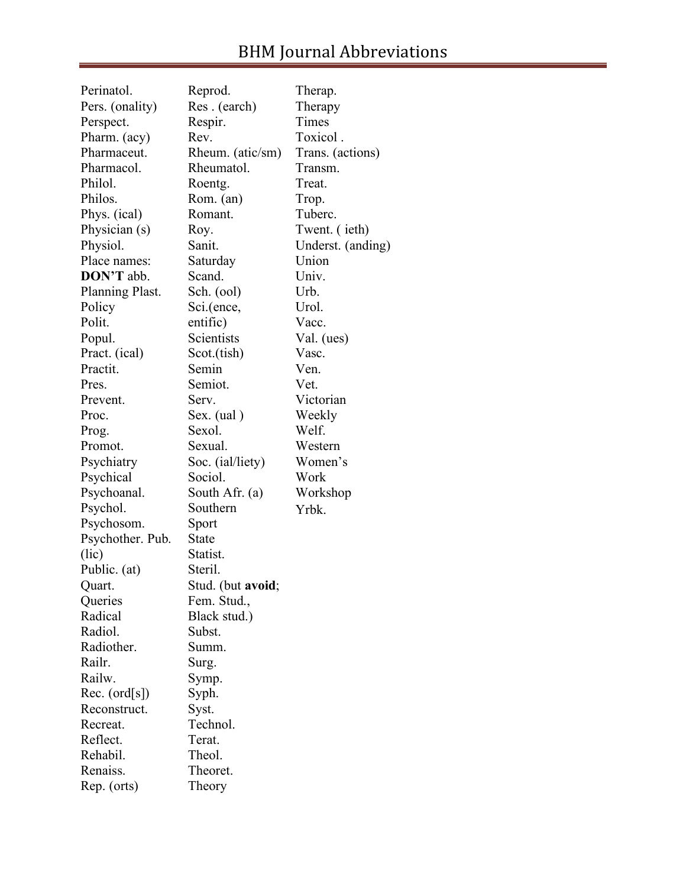# BHM Journal Abbreviations

Perinatol.
Pers. (onality)
Perspect.
Pharm. (acy)
Pharmaceut.
Pharmacol.
Philol.
Philos.
Phys. (ical)
Physician (s)
Physiol.
Place names: **DON'T** abb.
Planning Plast.
Policy
Polit.
Popul.
Pract. (ical)
Practit.
Pres.
Prevent.
Proc.
Prog.
Promot.
Psychiatry
Psychical
Psychoanal.
Psychol.
Psychosom.
Psychother. Pub. (lic)
Public. (at)
Quart.
Queries
Radical
Radiol.
Radiother.
Railr.
Railw.
Rec. (ord[s])
Reconstruct.
Recreat.
Reflect.
Rehabil.
Renaiss.
Rep. (orts)
Reprod.
Res . (earch)
Respir.
Rev.
Rheum. (atic/sm)
Rheumatol.
Roentg.
Rom. (an)
Romant.
Roy.
Sanit.
Saturday
Scand.
Sch. (ool)
Sci.(ence, entific)
Scientists
Scot.(tish)
Semin
Semiot.
Serv.
Sex. (ual )
Sexol.
Sexual.
Soc. (ial/liety)
Sociol.
South Afr. (a)
Southern
Sport
State
Statist.
Steril.
Stud. (but **avoid**; Fem. Stud., Black stud.)
Subst.
Summ.
Surg.
Symp.
Syph.
Syst.
Technol.
Terat.
Theol.
Theoret.
Theory
Therap.
Therapy
Times
Toxicol .
Trans. (actions)
Transm.
Treat.
Trop.
Tuberc.
Twent. ( ieth)
Underst. (anding)
Union
Univ.
Urb.
Urol.
Vacc.
Val. (ues)
Vasc.
Ven.
Vet.
Victorian
Weekly
Welf.
Western
Women's
Work
Workshop
Yrbk.